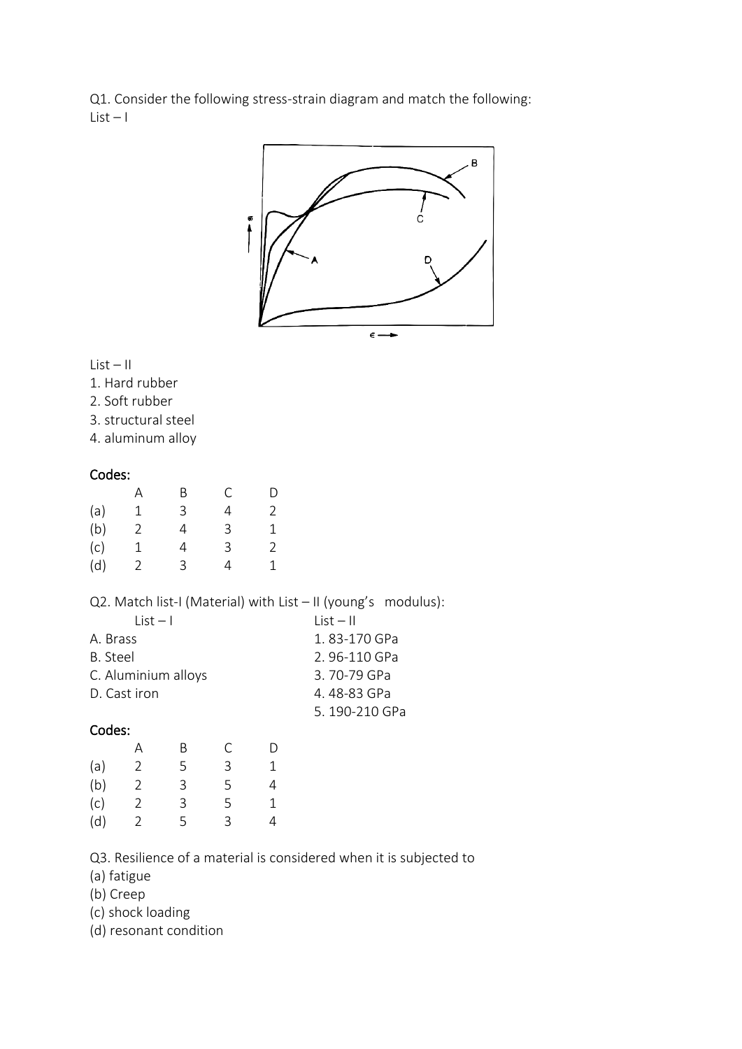Q1. Consider the following stress-strain diagram and match the following:
List – I

List – II
1. Hard rubber
2. Soft rubber
3. structural steel
4. aluminum alloy

**Codes:**

| | A | B | C | D |
|---|---|---|---|---|
| (a) | 1 | 3 | 4 | 2 |
| (b) | 2 | 4 | 3 | 1 |
| (c) | 1 | 4 | 3 | 2 |
| (d) | 2 | 3 | 4 | 1 |

Q2. Match list-I (Material) with List – II (young's modulus):

| List – I | List – II |
|---|---|
| A. Brass | 1. 83-170 GPa |
| B. Steel | 2. 96-110 GPa |
| C. Aluminium alloys | 3. 70-79 GPa |
| D. Cast iron | 4. 48-83 GPa |
| | 5. 190-210 GPa |

**Codes:**

| | A | B | C | D |
|---|---|---|---|---|
| (a) | 2 | 5 | 3 | 1 |
| (b) | 2 | 3 | 5 | 4 |
| (c) | 2 | 3 | 5 | 1 |
| (d) | 2 | 5 | 3 | 4 |

Q3. Resilience of a material is considered when it is subjected to
(a) fatigue
(b) Creep
(c) shock loading
(d) resonant condition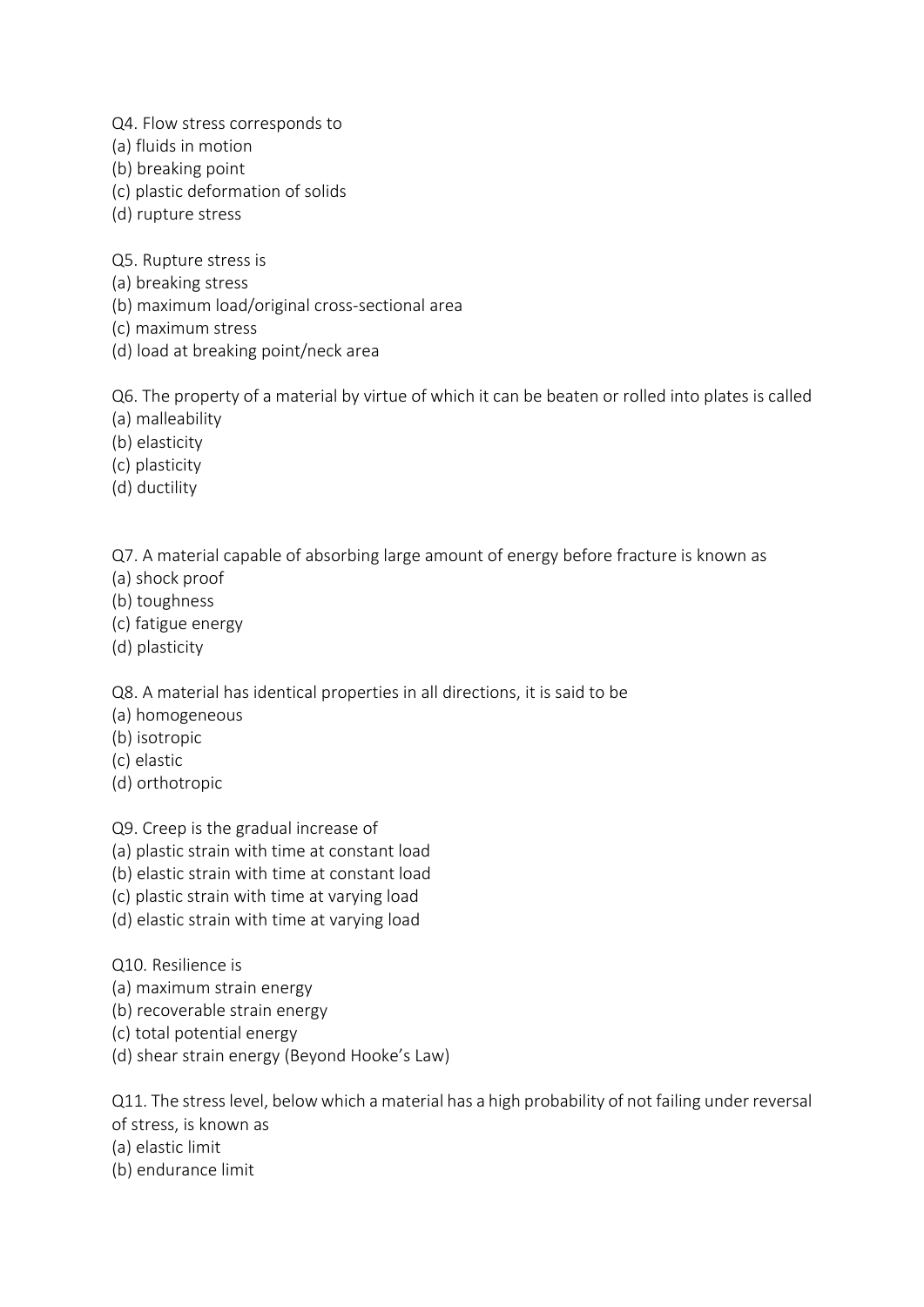Q4. Flow stress corresponds to
(a) fluids in motion
(b) breaking point
(c) plastic deformation of solids
(d) rupture stress

Q5. Rupture stress is
(a) breaking stress
(b) maximum load/original cross-sectional area
(c) maximum stress
(d) load at breaking point/neck area

Q6. The property of a material by virtue of which it can be beaten or rolled into plates is called
(a) malleability
(b) elasticity
(c) plasticity
(d) ductility

Q7. A material capable of absorbing large amount of energy before fracture is known as
(a) shock proof
(b) toughness
(c) fatigue energy
(d) plasticity

Q8. A material has identical properties in all directions, it is said to be
(a) homogeneous
(b) isotropic
(c) elastic
(d) orthotropic

Q9. Creep is the gradual increase of
(a) plastic strain with time at constant load
(b) elastic strain with time at constant load
(c) plastic strain with time at varying load
(d) elastic strain with time at varying load

Q10. Resilience is
(a) maximum strain energy
(b) recoverable strain energy
(c) total potential energy
(d) shear strain energy (Beyond Hooke's Law)

Q11. The stress level, below which a material has a high probability of not failing under reversal of stress, is known as
(a) elastic limit
(b) endurance limit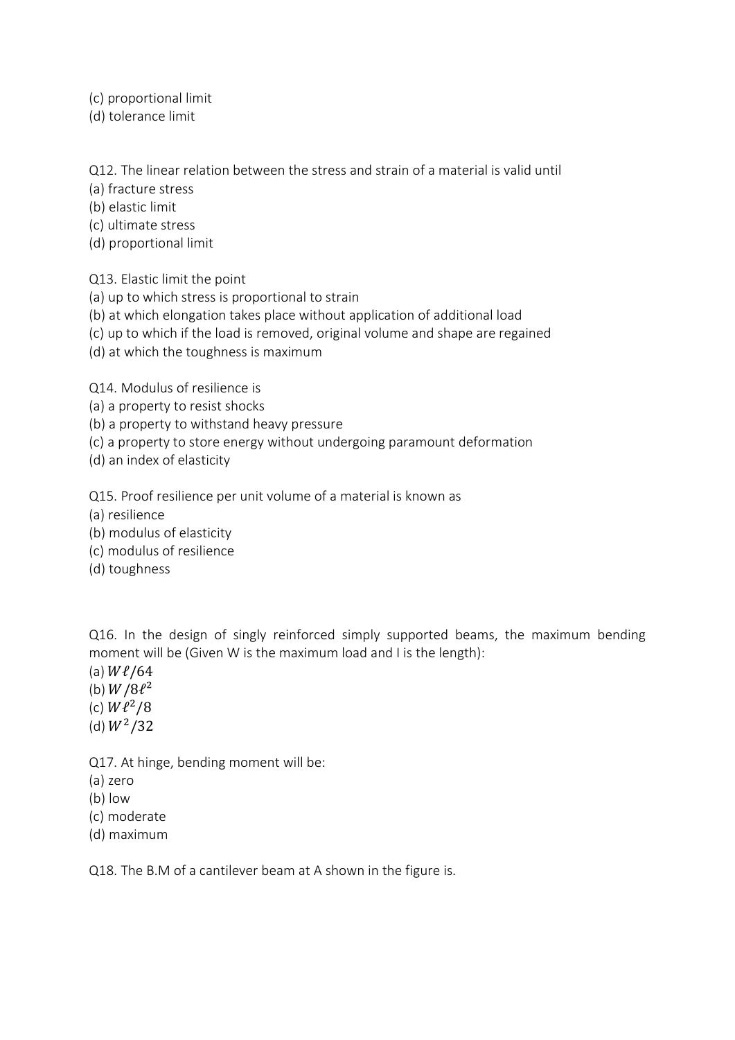(c) proportional limit
(d) tolerance limit

Q12. The linear relation between the stress and strain of a material is valid until
(a) fracture stress
(b) elastic limit
(c) ultimate stress
(d) proportional limit

Q13. Elastic limit the point
(a) up to which stress is proportional to strain
(b) at which elongation takes place without application of additional load
(c) up to which if the load is removed, original volume and shape are regained
(d) at which the toughness is maximum

Q14. Modulus of resilience is
(a) a property to resist shocks
(b) a property to withstand heavy pressure
(c) a property to store energy without undergoing paramount deformation
(d) an index of elasticity

Q15. Proof resilience per unit volume of a material is known as
(a) resilience
(b) modulus of elasticity
(c) modulus of resilience
(d) toughness

Q16. In the design of singly reinforced simply supported beams, the maximum bending moment will be (Given W is the maximum load and I is the length):
(a) $W\ell/64$
(b) $W/8\ell^2$
(c) $W\ell^2/8$
(d) $W^2/32$

Q17. At hinge, bending moment will be:
(a) zero
(b) low
(c) moderate
(d) maximum

Q18. The B.M of a cantilever beam at A shown in the figure is.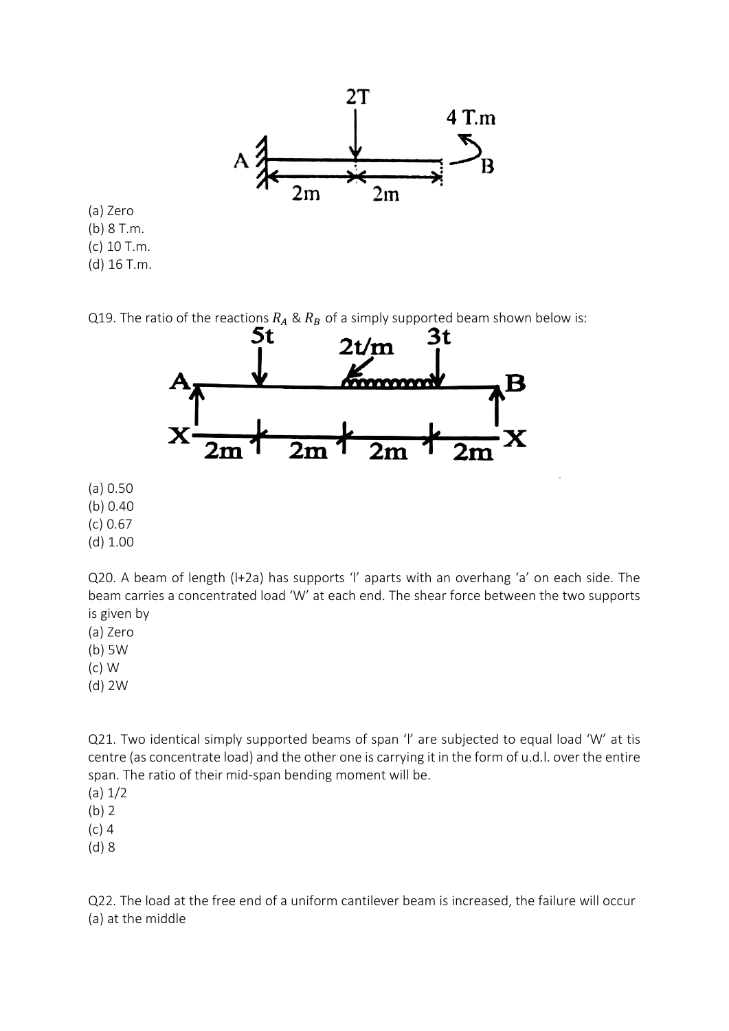(a) Zero
(b) 8 T.m.
(c) 10 T.m.
(d) 16 T.m.

Q19. The ratio of the reactions $R_A$ & $R_B$ of a simply supported beam shown below is:

(a) 0.50
(b) 0.40
(c) 0.67
(d) 1.00

Q20. A beam of length (l+2a) has supports 'l' aparts with an overhang 'a' on each side. The beam carries a concentrated load 'W' at each end. The shear force between the two supports is given by
(a) Zero
(b) 5W
(c) W
(d) 2W

Q21. Two identical simply supported beams of span 'l' are subjected to equal load 'W' at tis centre (as concentrate load) and the other one is carrying it in the form of u.d.l. over the entire span. The ratio of their mid-span bending moment will be.
(a) 1/2
(b) 2
(c) 4
(d) 8

Q22. The load at the free end of a uniform cantilever beam is increased, the failure will occur
(a) at the middle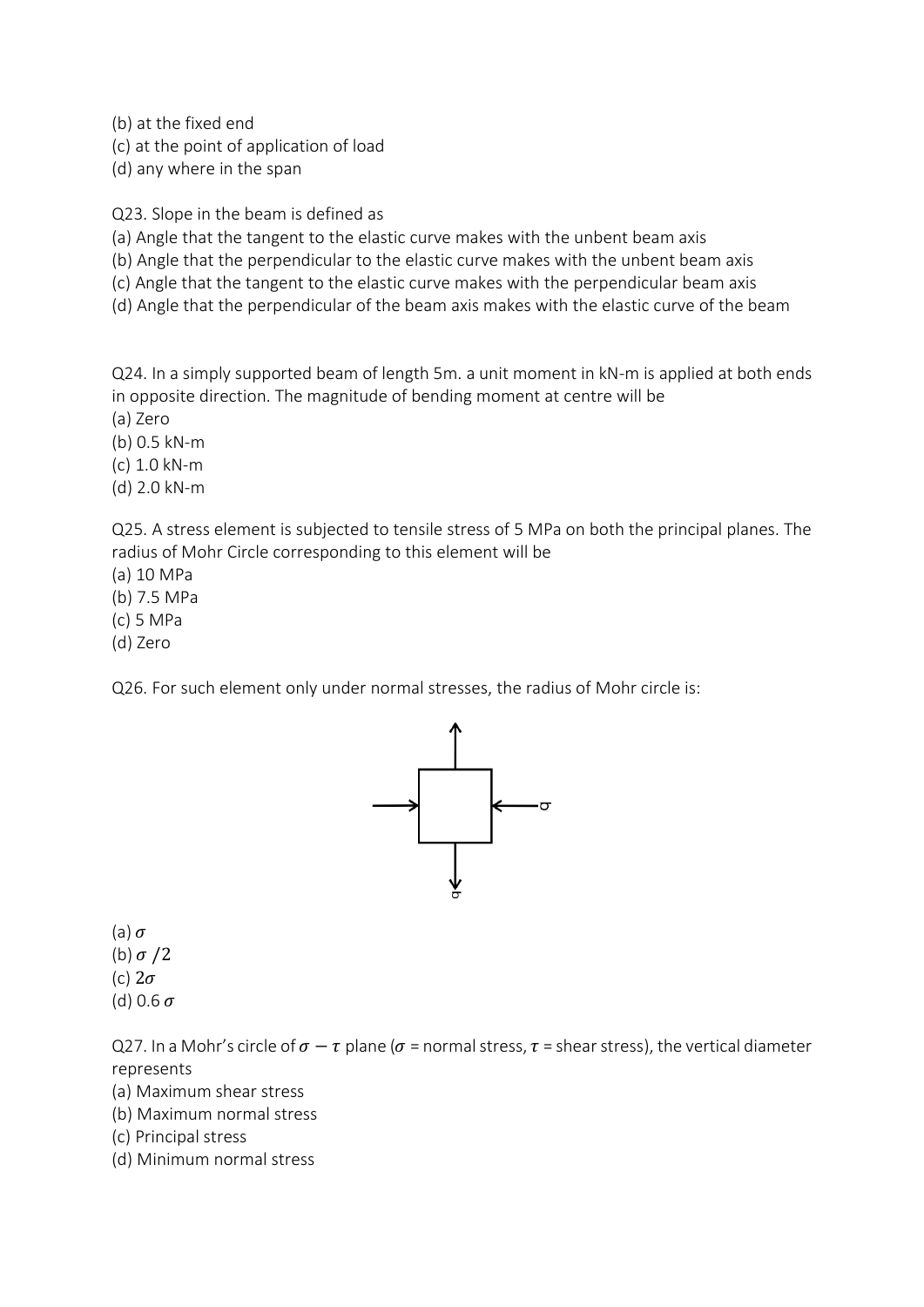(b) at the fixed end
(c) at the point of application of load
(d) any where in the span

Q23. Slope in the beam is defined as
(a) Angle that the tangent to the elastic curve makes with the unbent beam axis
(b) Angle that the perpendicular to the elastic curve makes with the unbent beam axis
(c) Angle that the tangent to the elastic curve makes with the perpendicular beam axis
(d) Angle that the perpendicular of the beam axis makes with the elastic curve of the beam

Q24. In a simply supported beam of length 5m. a unit moment in kN-m is applied at both ends in opposite direction. The magnitude of bending moment at centre will be
(a) Zero
(b) 0.5 kN-m
(c) 1.0 kN-m
(d) 2.0 kN-m

Q25. A stress element is subjected to tensile stress of 5 MPa on both the principal planes. The radius of Mohr Circle corresponding to this element will be
(a) 10 MPa
(b) 7.5 MPa
(c) 5 MPa
(d) Zero

Q26. For such element only under normal stresses, the radius of Mohr circle is:

σ

σ

(a) $\sigma$
(b) $\sigma/2$
(c) $2\sigma$
(d) 0.6 $\sigma$

Q27. In a Mohr's circle of $\sigma - \tau$ plane ($\sigma$ = normal stress, $\tau$ = shear stress), the vertical diameter represents
(a) Maximum shear stress
(b) Maximum normal stress
(c) Principal stress
(d) Minimum normal stress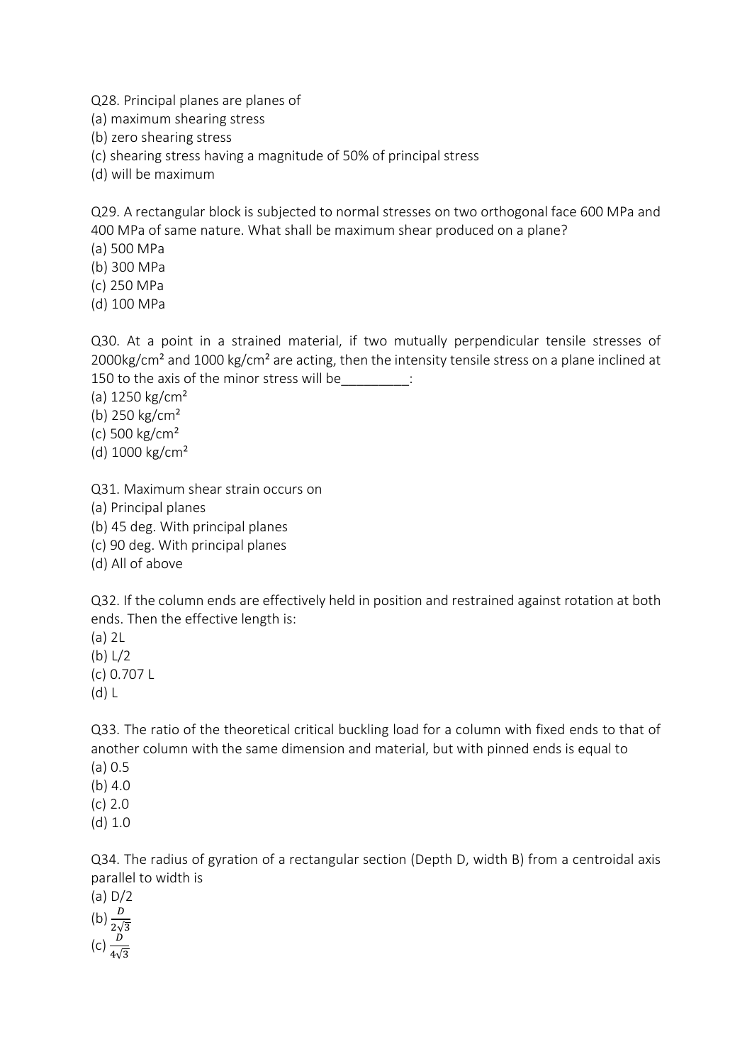Q28. Principal planes are planes of

(a) maximum shearing stress

(b) zero shearing stress

(c) shearing stress having a magnitude of 50% of principal stress

(d) will be maximum

Q29. A rectangular block is subjected to normal stresses on two orthogonal face 600 MPa and 400 MPa of same nature. What shall be maximum shear produced on a plane?

(a) 500 MPa

(b) 300 MPa

(c) 250 MPa

(d) 100 MPa

Q30. At a point in a strained material, if two mutually perpendicular tensile stresses of 2000kg/cm² and 1000 kg/cm² are acting, then the intensity tensile stress on a plane inclined at 150 to the axis of the minor stress will be_________:

(a) 1250 kg/cm²

(b) 250 kg/cm²

(c) 500 kg/cm²

(d) 1000 kg/cm²

Q31. Maximum shear strain occurs on

(a) Principal planes

(b) 45 deg. With principal planes

(c) 90 deg. With principal planes

(d) All of above

Q32. If the column ends are effectively held in position and restrained against rotation at both ends. Then the effective length is:

(a) 2L

(b) L/2

(c) 0.707 L

(d) L

Q33. The ratio of the theoretical critical buckling load for a column with fixed ends to that of another column with the same dimension and material, but with pinned ends is equal to

(a) 0.5

(b) 4.0

(c) 2.0

(d) 1.0

Q34. The radius of gyration of a rectangular section (Depth D, width B) from a centroidal axis parallel to width is

(a) D/2

(b) $\frac{D}{2\sqrt{3}}$

(c) $\frac{D}{4\sqrt{3}}$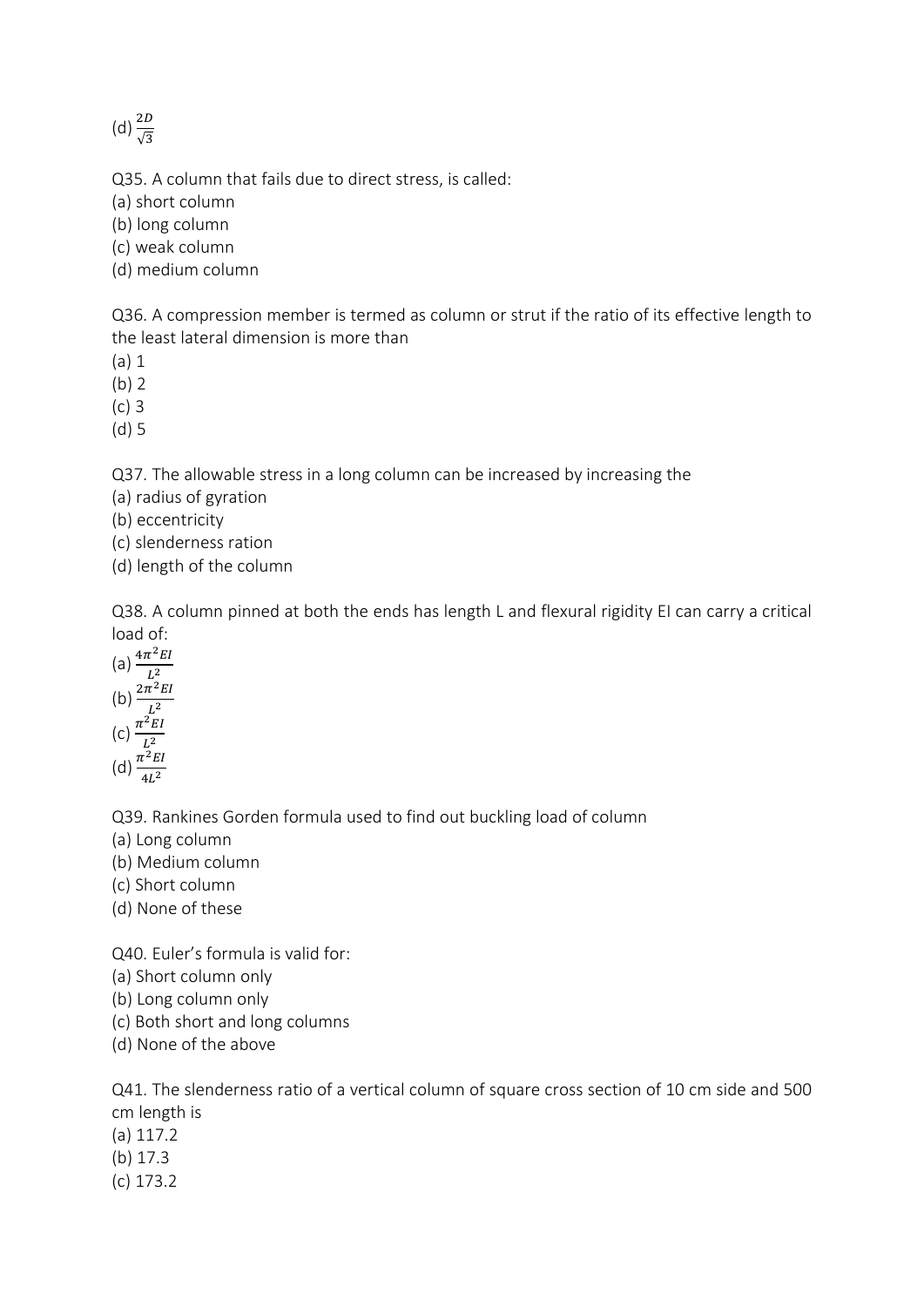(d) $\frac{2D}{\sqrt{3}}$

Q35. A column that fails due to direct stress, is called:

(a) short column

(b) long column

(c) weak column

(d) medium column

Q36. A compression member is termed as column or strut if the ratio of its effective length to the least lateral dimension is more than

(a) 1

(b) 2

(c) 3

(d) 5

Q37. The allowable stress in a long column can be increased by increasing the

(a) radius of gyration

(b) eccentricity

(c) slenderness ration

(d) length of the column

Q38. A column pinned at both the ends has length L and flexural rigidity EI can carry a critical load of:

(a) $\frac{4\pi^2 EI}{L^2}$

(b) $\frac{2\pi^2 EI}{L^2}$

(c) $\frac{\pi^2 EI}{L^2}$

(d) $\frac{\pi^2 EI}{4L^2}$

Q39. Rankines Gorden formula used to find out buckling load of column

(a) Long column

(b) Medium column

(c) Short column

(d) None of these

Q40. Euler's formula is valid for:

(a) Short column only

(b) Long column only

(c) Both short and long columns

(d) None of the above

Q41. The slenderness ratio of a vertical column of square cross section of 10 cm side and 500 cm length is

(a) 117.2

(b) 17.3

(c) 173.2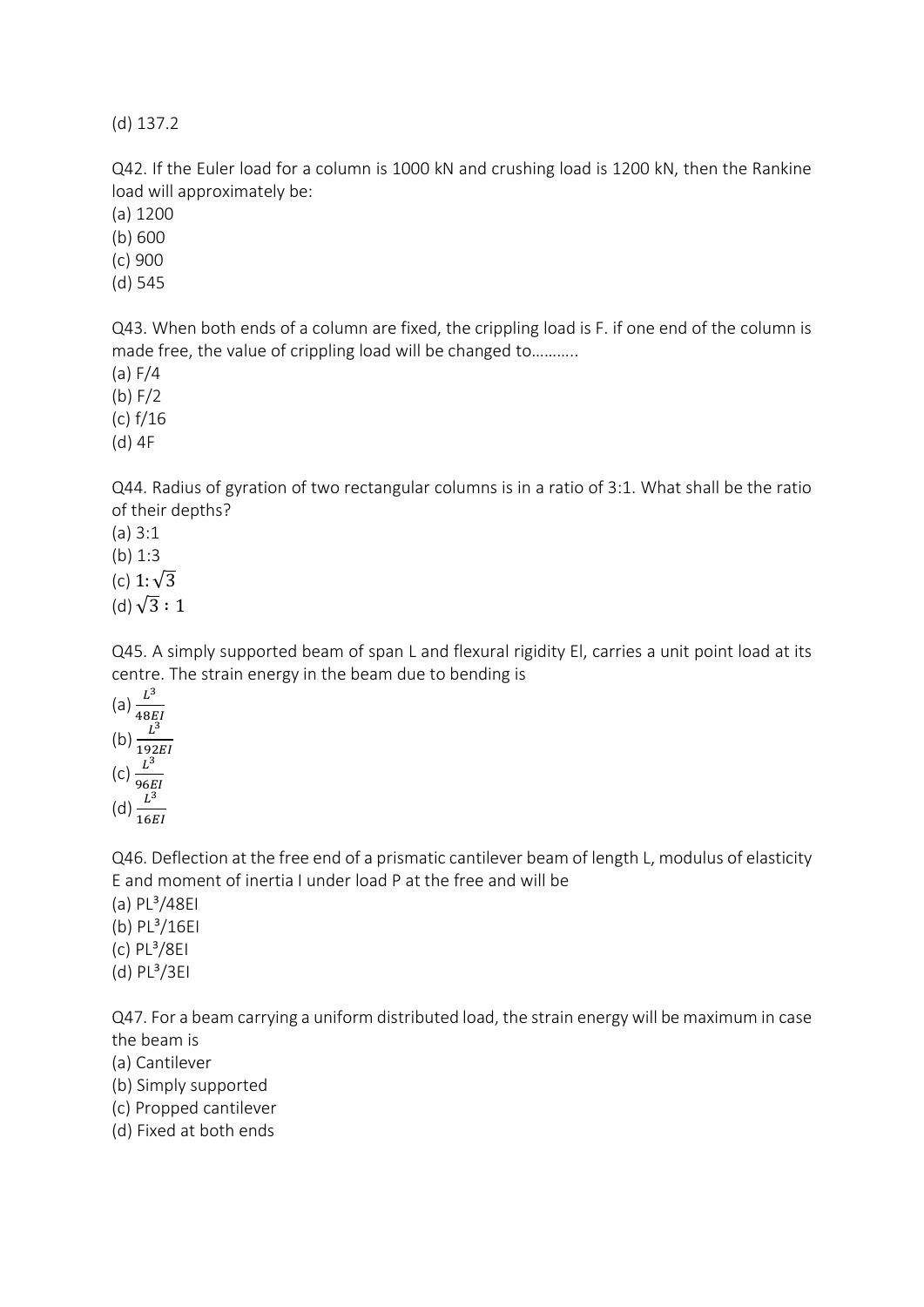(d) 137.2

Q42. If the Euler load for a column is 1000 kN and crushing load is 1200 kN, then the Rankine load will approximately be:

(a) 1200
(b) 600
(c) 900
(d) 545

Q43. When both ends of a column are fixed, the crippling load is F. if one end of the column is made free, the value of crippling load will be changed to………..

(a) F/4
(b) F/2
(c) f/16
(d) 4F

Q44. Radius of gyration of two rectangular columns is in a ratio of 3:1. What shall be the ratio of their depths?

(a) 3:1
(b) 1:3
(c) $1:\sqrt{3}$
(d) $\sqrt{3}:1$

Q45. A simply supported beam of span L and flexural rigidity EI, carries a unit point load at its centre. The strain energy in the beam due to bending is

(a) $\frac{L^3}{48EI}$
(b) $\frac{L^3}{192EI}$
(c) $\frac{L^3}{96EI}$
(d) $\frac{L^3}{16EI}$

Q46. Deflection at the free end of a prismatic cantilever beam of length L, modulus of elasticity E and moment of inertia I under load P at the free and will be

(a) $PL^3/48EI$
(b) $PL^3/16EI$
(c) $PL^3/8EI$
(d) $PL^3/3EI$

Q47. For a beam carrying a uniform distributed load, the strain energy will be maximum in case the beam is

(a) Cantilever
(b) Simply supported
(c) Propped cantilever
(d) Fixed at both ends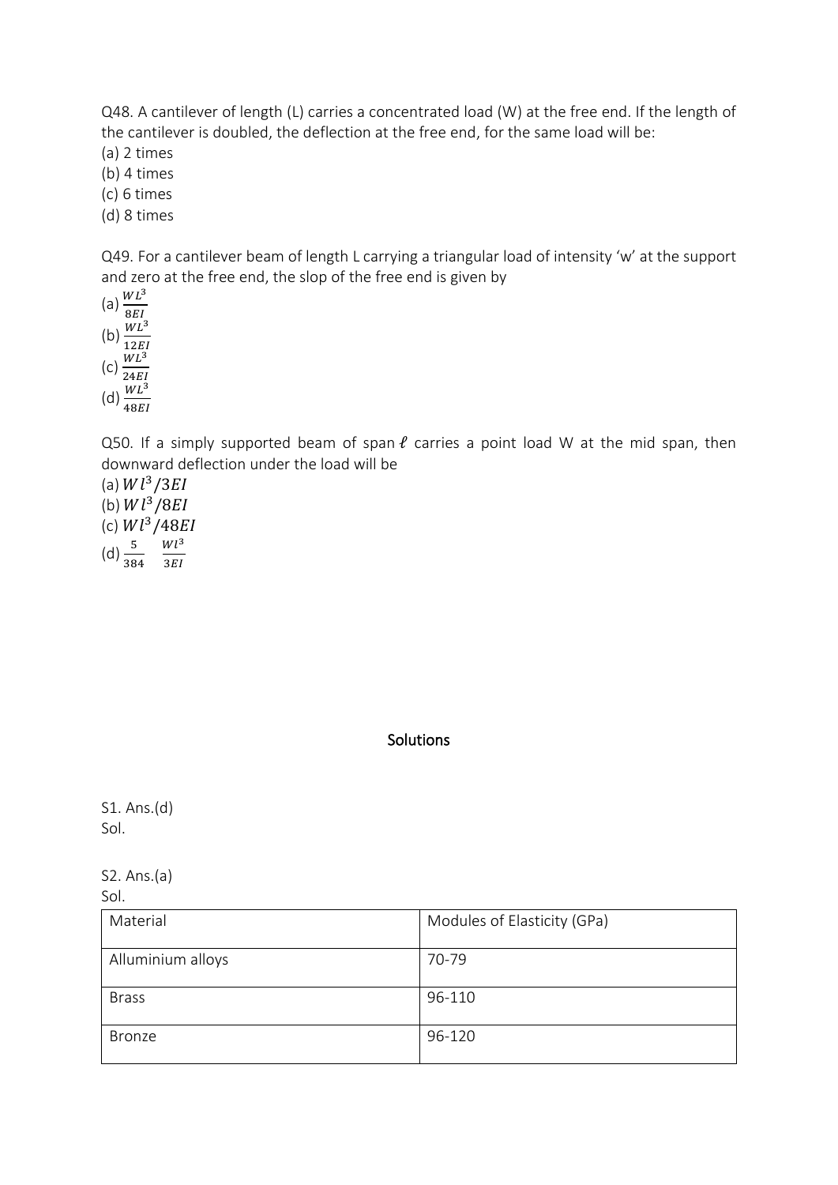Q48. A cantilever of length (L) carries a concentrated load (W) at the free end. If the length of the cantilever is doubled, the deflection at the free end, for the same load will be:

(a) 2 times
(b) 4 times
(c) 6 times
(d) 8 times

Q49. For a cantilever beam of length L carrying a triangular load of intensity 'w' at the support and zero at the free end, the slop of the free end is given by

(a) $\frac{WL^3}{8EI}$
(b) $\frac{WL^3}{12EI}$
(c) $\frac{WL^3}{24EI}$
(d) $\frac{WL^3}{48EI}$

Q50. If a simply supported beam of span $\ell$ carries a point load W at the mid span, then downward deflection under the load will be

(a) $Wl^3/3EI$
(b) $Wl^3/8EI$
(c) $Wl^3/48EI$
(d) $\frac{5}{384}\quad\frac{Wl^3}{3EI}$

Solutions

S1. Ans.(d)
Sol.

S2. Ans.(a)
Sol.

| Material | Modules of Elasticity (GPa) |
| --- | --- |
| Alluminium alloys | 70-79 |
| Brass | 96-110 |
| Bronze | 96-120 |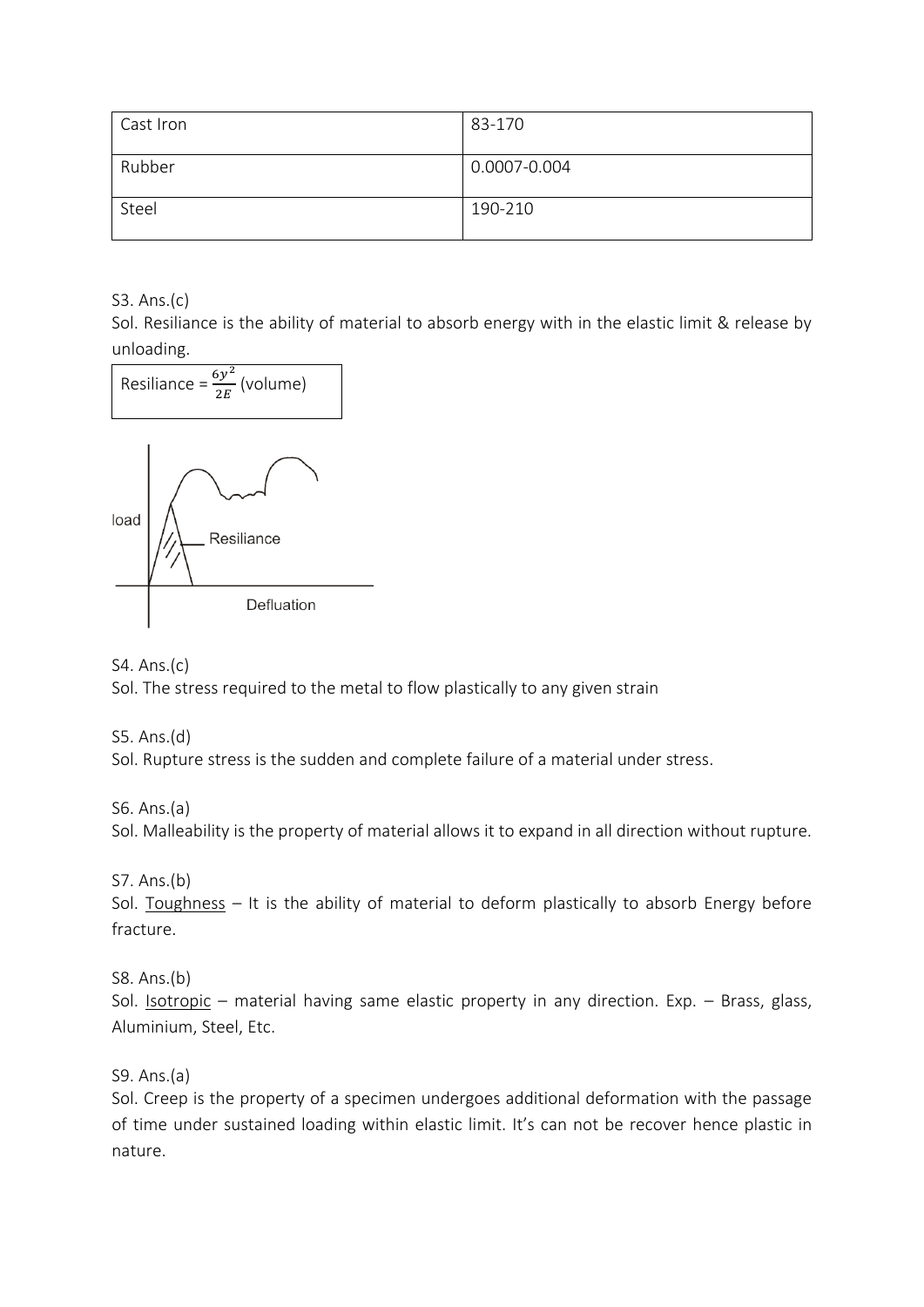| Cast Iron | 83-170 |
|---|---|
| Rubber | 0.0007-0.004 |
| Steel | 190-210 |

S3. Ans.(c)

Sol. Resiliance is the ability of material to absorb energy with in the elastic limit & release by unloading.

Resiliance = $\frac{6y^2}{2E}$ (volume)

S4. Ans.(c)

Sol. The stress required to the metal to flow plastically to any given strain

S5. Ans.(d)

Sol. Rupture stress is the sudden and complete failure of a material under stress.

S6. Ans.(a)

Sol. Malleability is the property of material allows it to expand in all direction without rupture.

S7. Ans.(b)

Sol. Toughness – It is the ability of material to deform plastically to absorb Energy before fracture.

S8. Ans.(b)

Sol. Isotropic – material having same elastic property in any direction. Exp. – Brass, glass, Aluminium, Steel, Etc.

S9. Ans.(a)

Sol. Creep is the property of a specimen undergoes additional deformation with the passage of time under sustained loading within elastic limit. It's can not be recover hence plastic in nature.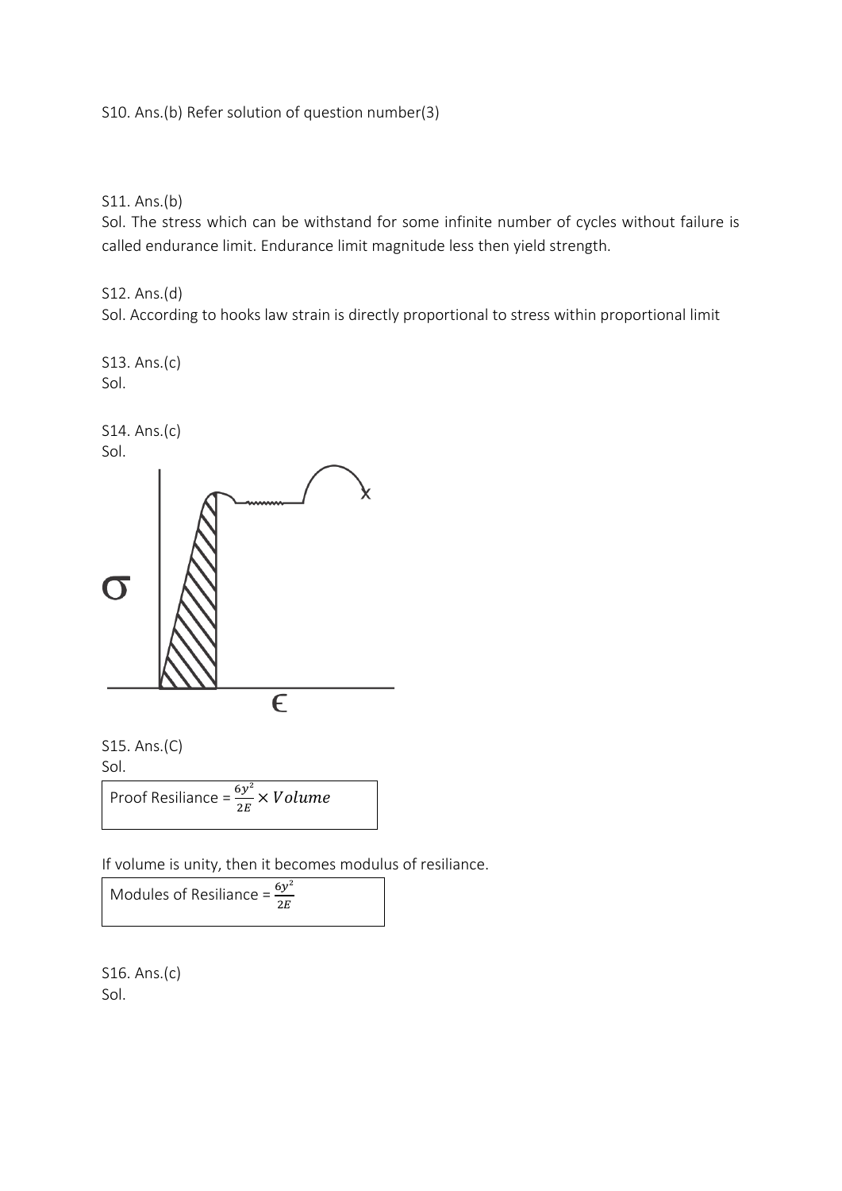S10. Ans.(b) Refer solution of question number(3)

S11. Ans.(b)
Sol. The stress which can be withstand for some infinite number of cycles without failure is called endurance limit. Endurance limit magnitude less then yield strength.

S12. Ans.(d)
Sol. According to hooks law strain is directly proportional to stress within proportional limit

S13. Ans.(c)
Sol.

S14. Ans.(c)
Sol.

S15. Ans.(C)
Sol.

Proof Resiliance = $\frac{6y^2}{2E} \times Volume$

If volume is unity, then it becomes modulus of resiliance.

Modules of Resiliance = $\frac{6y^2}{2E}$

S16. Ans.(c)
Sol.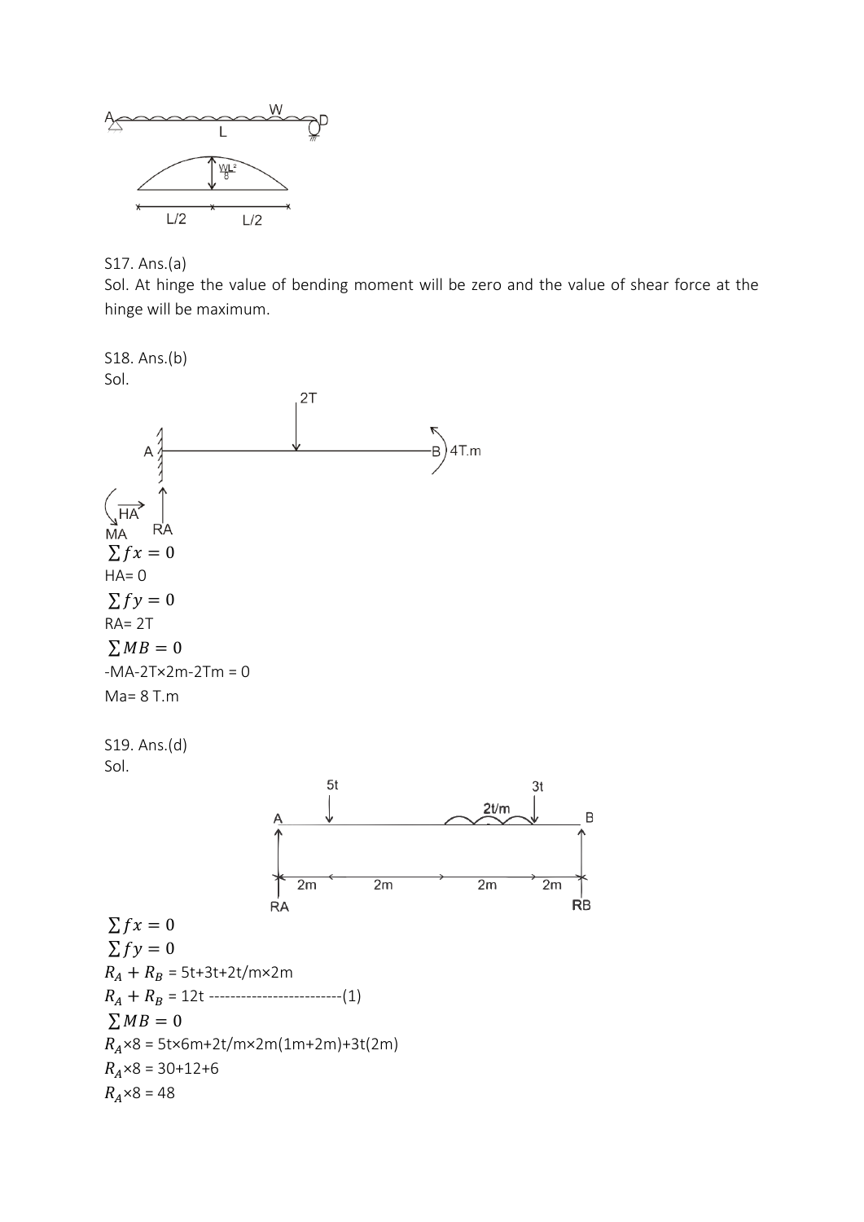S17. Ans.(a)

Sol. At hinge the value of bending moment will be zero and the value of shear force at the hinge will be maximum.

S18. Ans.(b)

Sol.

$\sum fx = 0$

HA= 0

$\sum fy = 0$

RA= 2T

$\sum MB = 0$

-MA-2T×2m-2Tm = 0

Ma= 8 T.m

S19. Ans.(d)

Sol.

$\sum fx = 0$

$\sum fy = 0$

$R_A + R_B$ = 5t+3t+2t/m×2m

$R_A + R_B$ = 12t -------------------------(1)

$\sum MB = 0$

$R_A$×8 = 5t×6m+2t/m×2m(1m+2m)+3t(2m)

$R_A$×8 = 30+12+6

$R_A$×8 = 48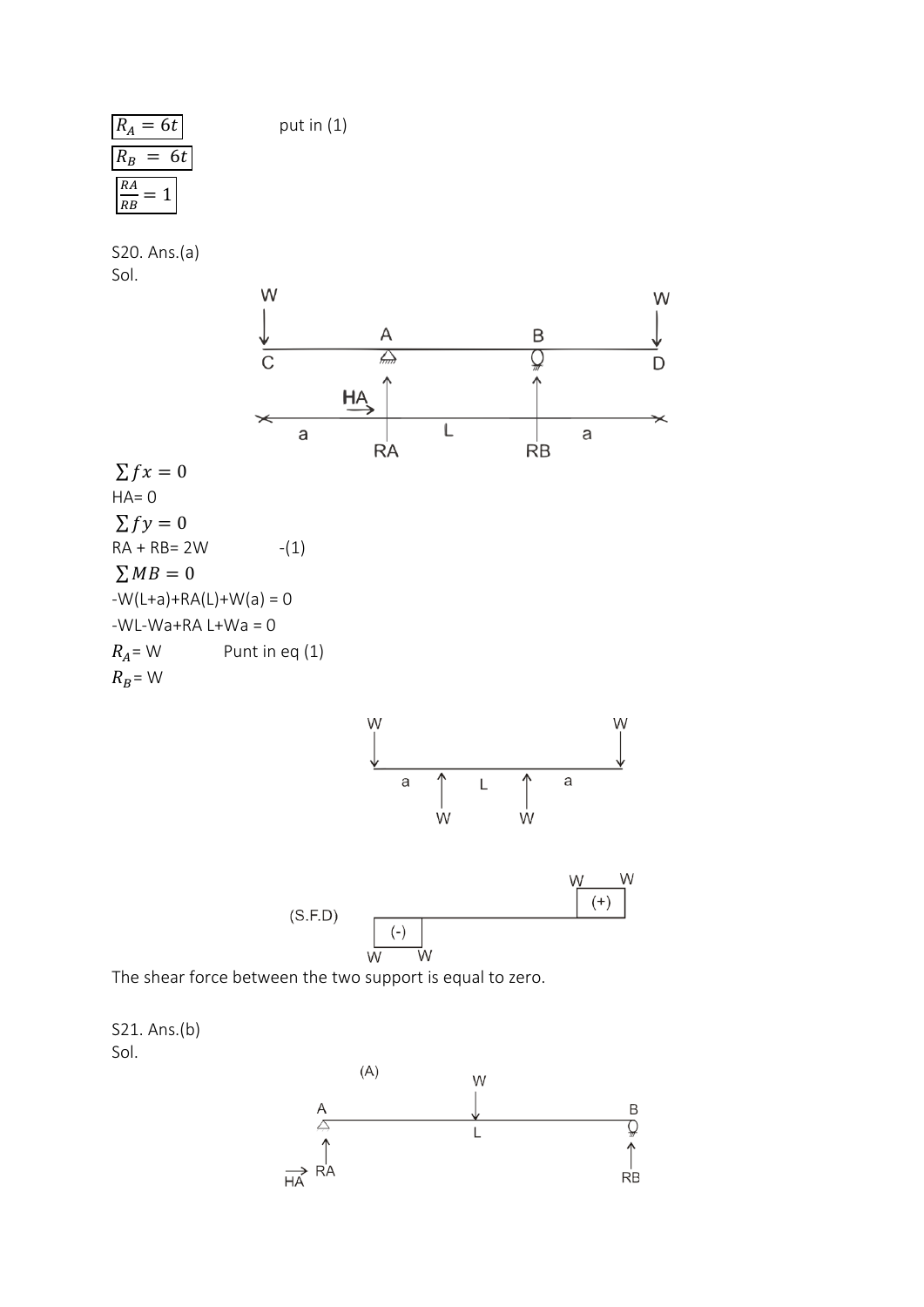$\boxed{R_A = 6t}$ put in (1)

$\boxed{R_B = 6t}$

$\boxed{\frac{RA}{RB} = 1}$

S20. Ans.(a)

Sol.

$\sum fx = 0$

HA= 0

$\sum fy = 0$

RA + RB= 2W -(1)

$\sum MB = 0$

-W(L+a)+RA(L)+W(a) = 0

-WL-Wa+RA L+Wa = 0

$R_A$= W Punt in eq (1)

$R_B$= W

The shear force between the two support is equal to zero.

S21. Ans.(b)

Sol.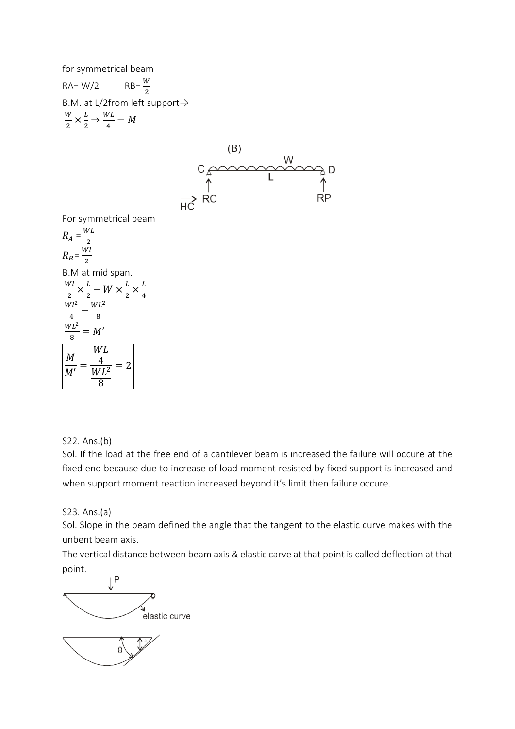for symmetrical beam

RA= W/2 $\quad$ RB= $\frac{W}{2}$

B.M. at L/2from left support→

$\frac{W}{2} \times \frac{L}{2} \Rightarrow \frac{WL}{4} = M$

(B)

For symmetrical beam

$R_A = \frac{WL}{2}$

$R_B = \frac{Wl}{2}$

B.M at mid span.

$\frac{Wl}{2} \times \frac{L}{2} - W \times \frac{L}{2} \times \frac{L}{4}$

$\frac{Wl^2}{4} - \frac{WL^2}{8}$

$\frac{WL^2}{8} = M'$

$$\boxed{\frac{M}{M'} = \frac{\frac{WL}{4}}{\frac{WL^2}{8}} = 2}$$

S22. Ans.(b)

Sol. If the load at the free end of a cantilever beam is increased the failure will occure at the fixed end because due to increase of load moment resisted by fixed support is increased and when support moment reaction increased beyond it's limit then failure occure.

S23. Ans.(a)

Sol. Slope in the beam defined the angle that the tangent to the elastic curve makes with the unbent beam axis.

The vertical distance between beam axis & elastic carve at that point is called deflection at that point.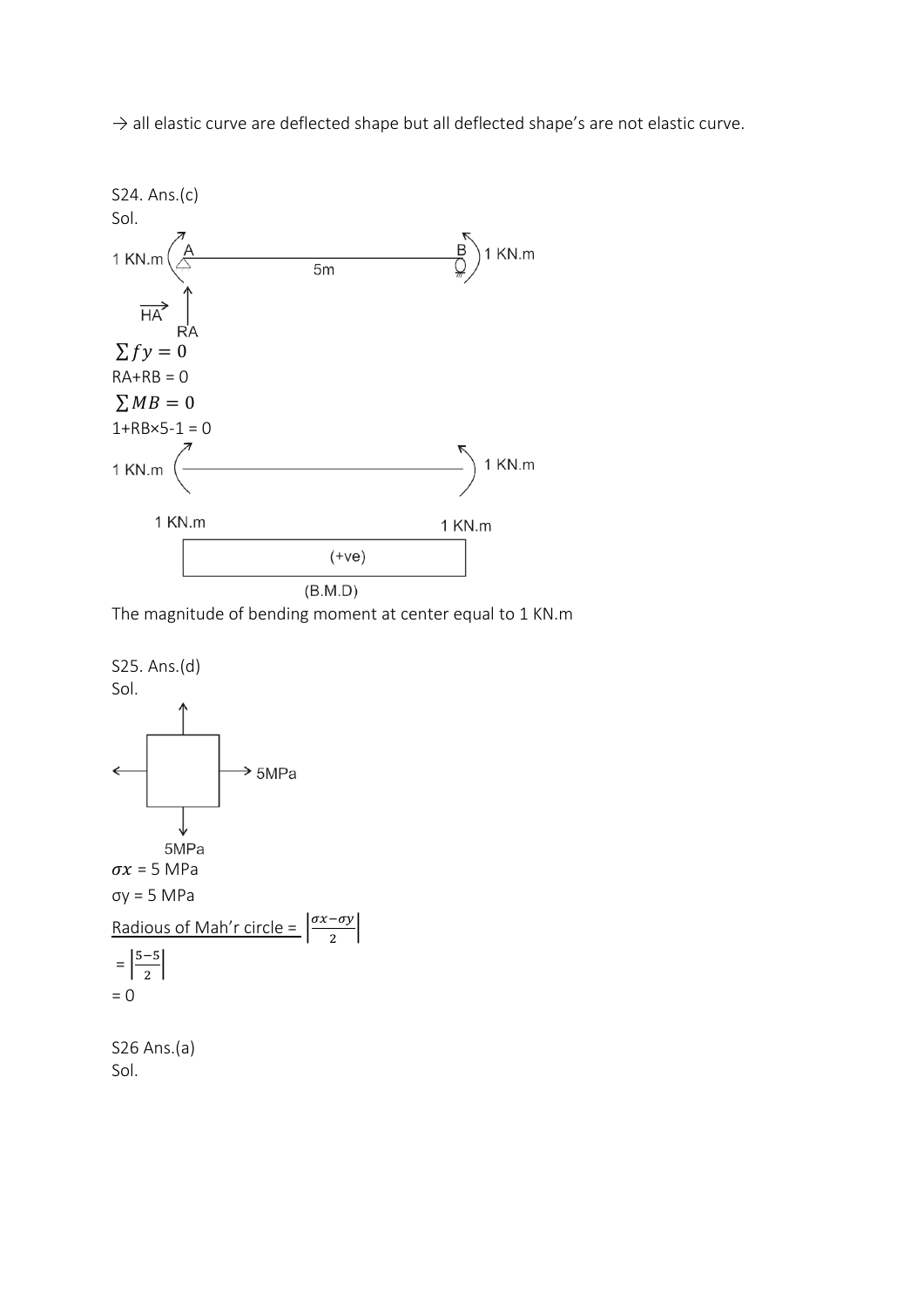→ all elastic curve are deflected shape but all deflected shape's are not elastic curve.

S24. Ans.(c)

Sol.

1 KN.m A 5m B 1 KN.m

HA RA

$\sum fy = 0$

RA+RB = 0

$\sum MB = 0$

1+RB×5-1 = 0

1 KN.m 1 KN.m

1 KN.m 1 KN.m

(+ve)

(B.M.D)

The magnitude of bending moment at center equal to 1 KN.m

S25. Ans.(d)

Sol.

5MPa

5MPa

$\sigma x$ = 5 MPa

σy = 5 MPa

Radious of Mah'r circle = $\left|\frac{\sigma x-\sigma y}{2}\right|$

= $\left|\frac{5-5}{2}\right|$

= 0

S26 Ans.(a)

Sol.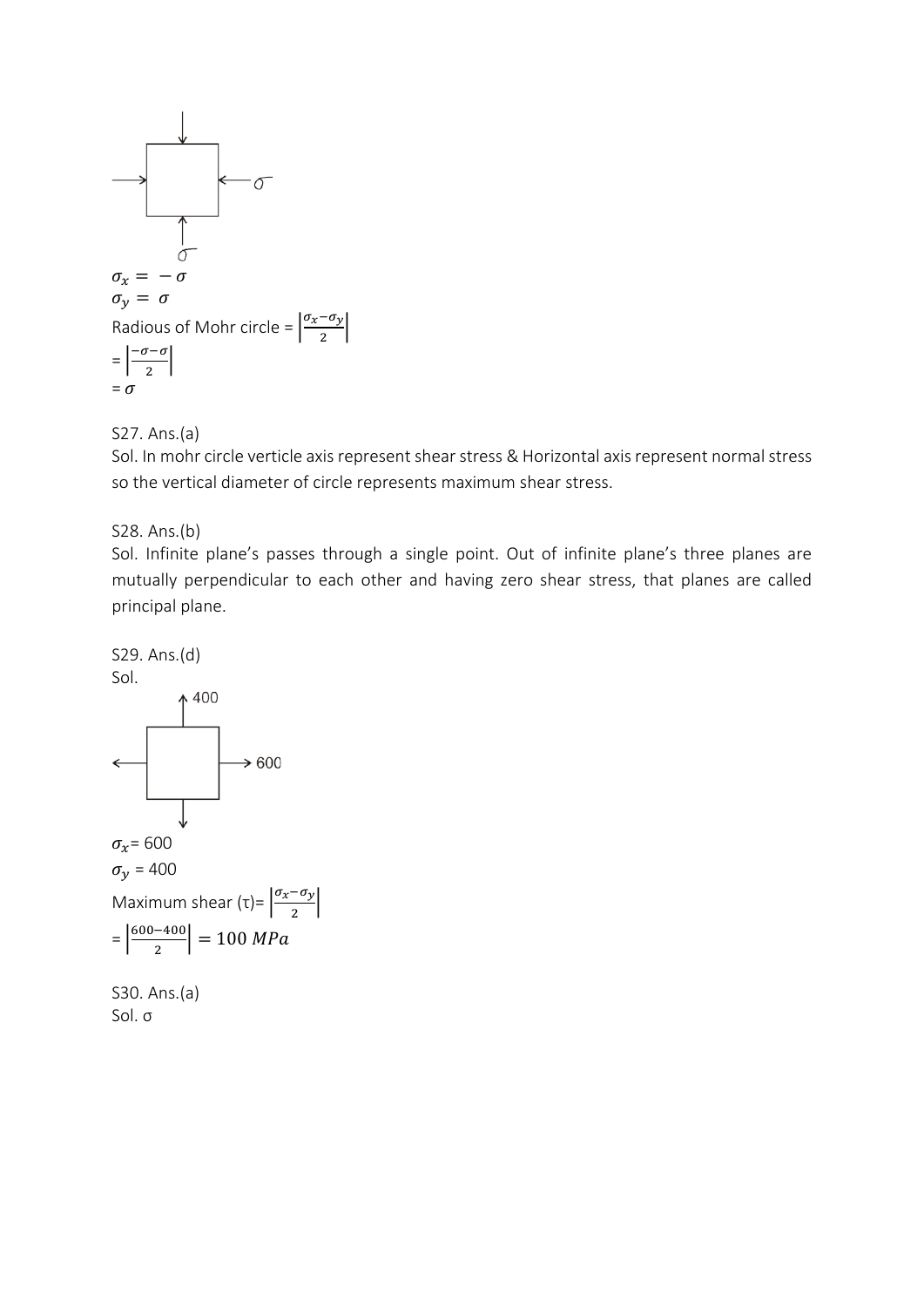$\sigma_x = -\sigma$

$\sigma_y = \sigma$

Radious of Mohr circle = $\left|\frac{\sigma_x - \sigma_y}{2}\right|$

= $\left|\frac{-\sigma - \sigma}{2}\right|$

= $\sigma$

S27. Ans.(a)

Sol. In mohr circle verticle axis represent shear stress & Horizontal axis represent normal stress so the vertical diameter of circle represents maximum shear stress.

S28. Ans.(b)

Sol. Infinite plane's passes through a single point. Out of infinite plane's three planes are mutually perpendicular to each other and having zero shear stress, that planes are called principal plane.

S29. Ans.(d)

Sol.

$\sigma_x$ = 600

$\sigma_y$ = 400

Maximum shear (τ)= $\left|\frac{\sigma_x - \sigma_y}{2}\right|$

= $\left|\frac{600-400}{2}\right| = 100\ MPa$

S30. Ans.(a)

Sol. σ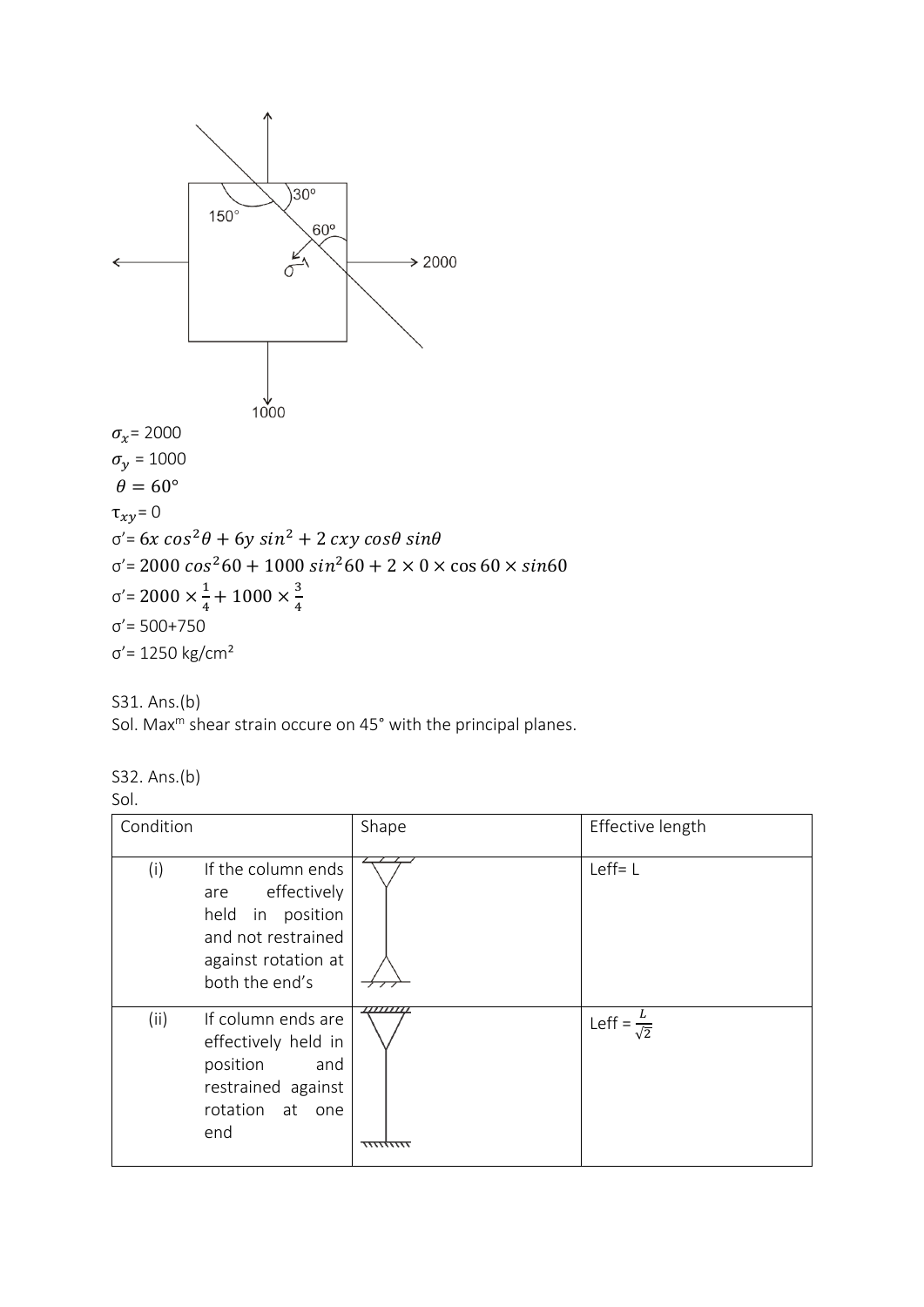$\sigma_x$ = 2000

$\sigma_y$ = 1000

$\theta = 60°$

$\tau_{xy}$ = 0

$\sigma' = 6x\ cos^2\theta + 6y\ sin^2 + 2\ cxy\ cos\theta\ sin\theta$

$\sigma' = 2000\ cos^2 60 + 1000\ sin^2 60 + 2 \times 0 \times \cos 60 \times sin60$

$\sigma' = 2000 \times \frac{1}{4} + 1000 \times \frac{3}{4}$

σ′= 500+750

σ′= 1250 kg/cm²

S31. Ans.(b)

Sol. Max[m] shear strain occure on 45° with the principal planes.

S32. Ans.(b)

Sol.

| Condition | Shape | Effective length |
|---|---|---|
| (i) If the column ends are effectively held in position and not restrained against rotation at both the end's | | Leff= L |
| (ii) If column ends are effectively held in position and restrained against rotation at one end | | Leff = $\frac{L}{\sqrt{2}}$ |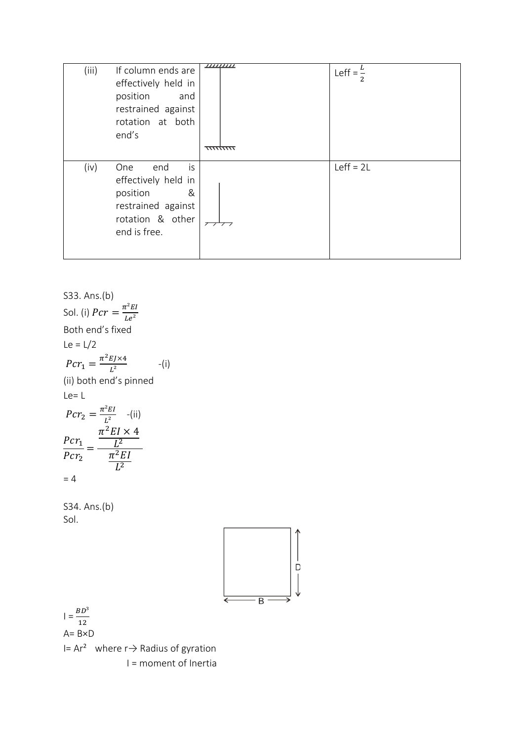| | | | |
|---|---|---|---|
| (iii) | If column ends are effectively held in position and restrained against rotation at both end's | | Leff = $\frac{L}{2}$ |
| (iv) | One end is effectively held in position & restrained against rotation & other end is free. | | Leff = 2L |

S33. Ans.(b)

Sol. (i) $Pcr = \frac{\pi^2 EI}{Le^2}$

Both end's fixed

Le = L/2

$Pcr_1 = \frac{\pi^2 EJ \times 4}{L^2}$ -(i)

(ii) both end's pinned

Le= L

$Pcr_2 = \frac{\pi^2 EI}{L^2}$ -(ii)

$$\frac{Pcr_1}{Pcr_2} = \frac{\frac{\pi^2 EI \times 4}{L^2}}{\frac{\pi^2 EI}{L^2}}$$

= 4

S34. Ans.(b)

Sol.

I = $\frac{BD^3}{12}$

A= B×D

I= $Ar^2$ where r→ Radius of gyration

I = moment of Inertia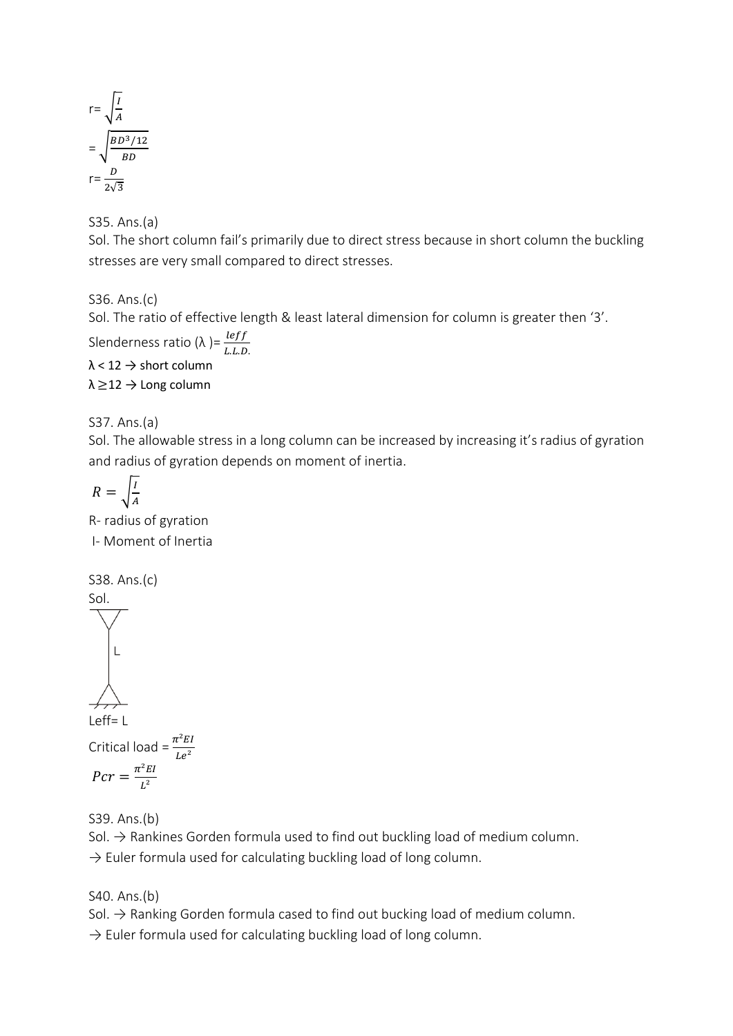$r = \sqrt{\frac{I}{A}}$

$= \sqrt{\frac{BD^3/12}{BD}}$

$r = \frac{D}{2\sqrt{3}}$

S35. Ans.(a)

Sol. The short column fail's primarily due to direct stress because in short column the buckling stresses are very small compared to direct stresses.

S36. Ans.(c)

Sol. The ratio of effective length & least lateral dimension for column is greater then '3'.

Slenderness ratio ($\lambda$ )= $\frac{leff}{L.L.D.}$

$\lambda < 12 \rightarrow$ short column

$\lambda \geq 12 \rightarrow$ Long column

S37. Ans.(a)

Sol. The allowable stress in a long column can be increased by increasing it's radius of gyration and radius of gyration depends on moment of inertia.

$$R = \sqrt{\frac{I}{A}}$$

R- radius of gyration

I- Moment of Inertia

S38. Ans.(c)

Sol.

L

Leff= L

Critical load = $\frac{\pi^2 EI}{Le^2}$

$$Pcr = \frac{\pi^2 EI}{L^2}$$

S39. Ans.(b)

Sol. → Rankines Gorden formula used to find out buckling load of medium column.

→ Euler formula used for calculating buckling load of long column.

S40. Ans.(b)

Sol. → Ranking Gorden formula cased to find out bucking load of medium column.

→ Euler formula used for calculating buckling load of long column.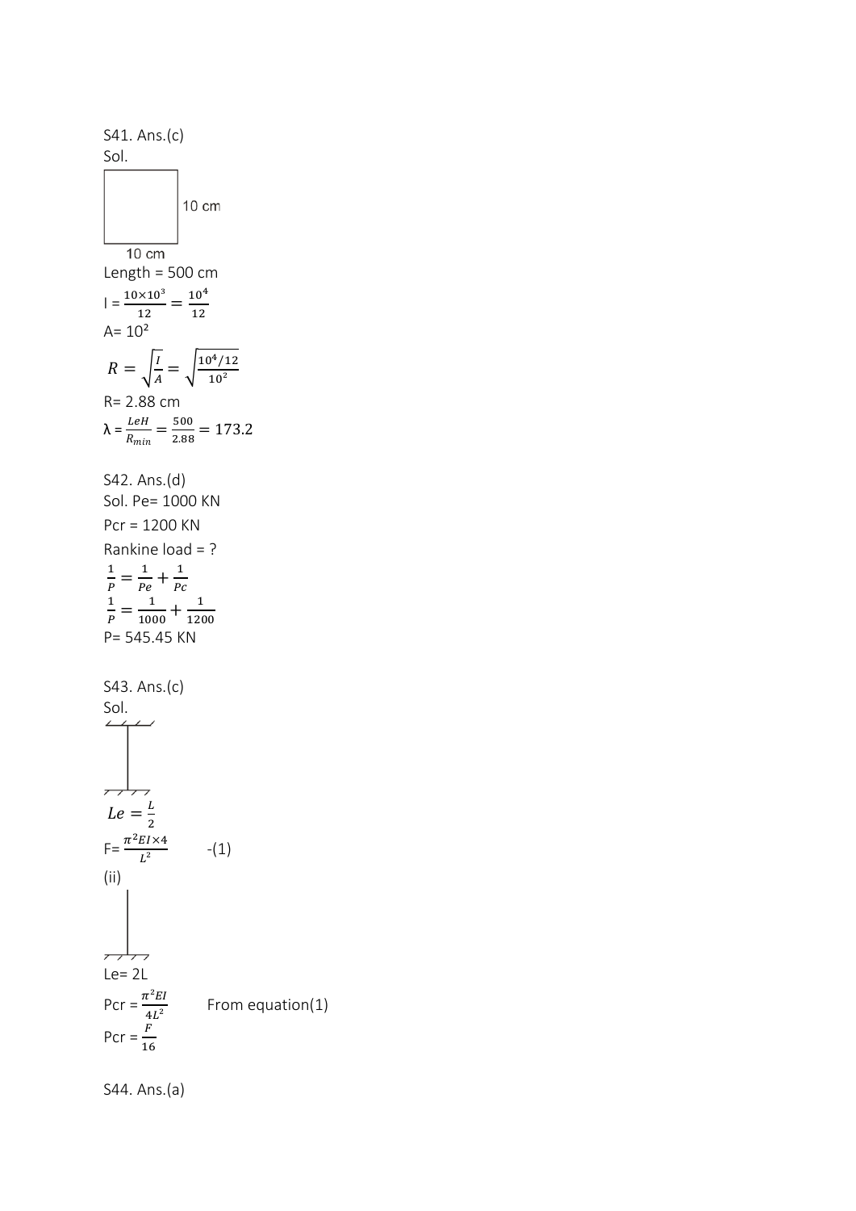S41. Ans.(c)

Sol.

10 cm

10 cm

Length = 500 cm

I = $\frac{10\times10^3}{12} = \frac{10^4}{12}$

A= $10^2$

$$R = \sqrt{\frac{I}{A}} = \sqrt{\frac{10^4/12}{10^2}}$$

R= 2.88 cm

λ = $\frac{LeH}{R_{min}} = \frac{500}{2.88} = 173.2$

S42. Ans.(d)

Sol. Pe= 1000 KN

Pcr = 1200 KN

Rankine load = ?

$\frac{1}{P} = \frac{1}{Pe} + \frac{1}{Pc}$

$\frac{1}{P} = \frac{1}{1000} + \frac{1}{1200}$

P= 545.45 KN

S43. Ans.(c)

Sol.

$Le = \frac{L}{2}$

F= $\frac{\pi^2 EI\times4}{L^2}$ -(1)

(ii)

Le= 2L

Pcr = $\frac{\pi^2 EI}{4L^2}$ From equation(1)

Pcr = $\frac{F}{16}$

S44. Ans.(a)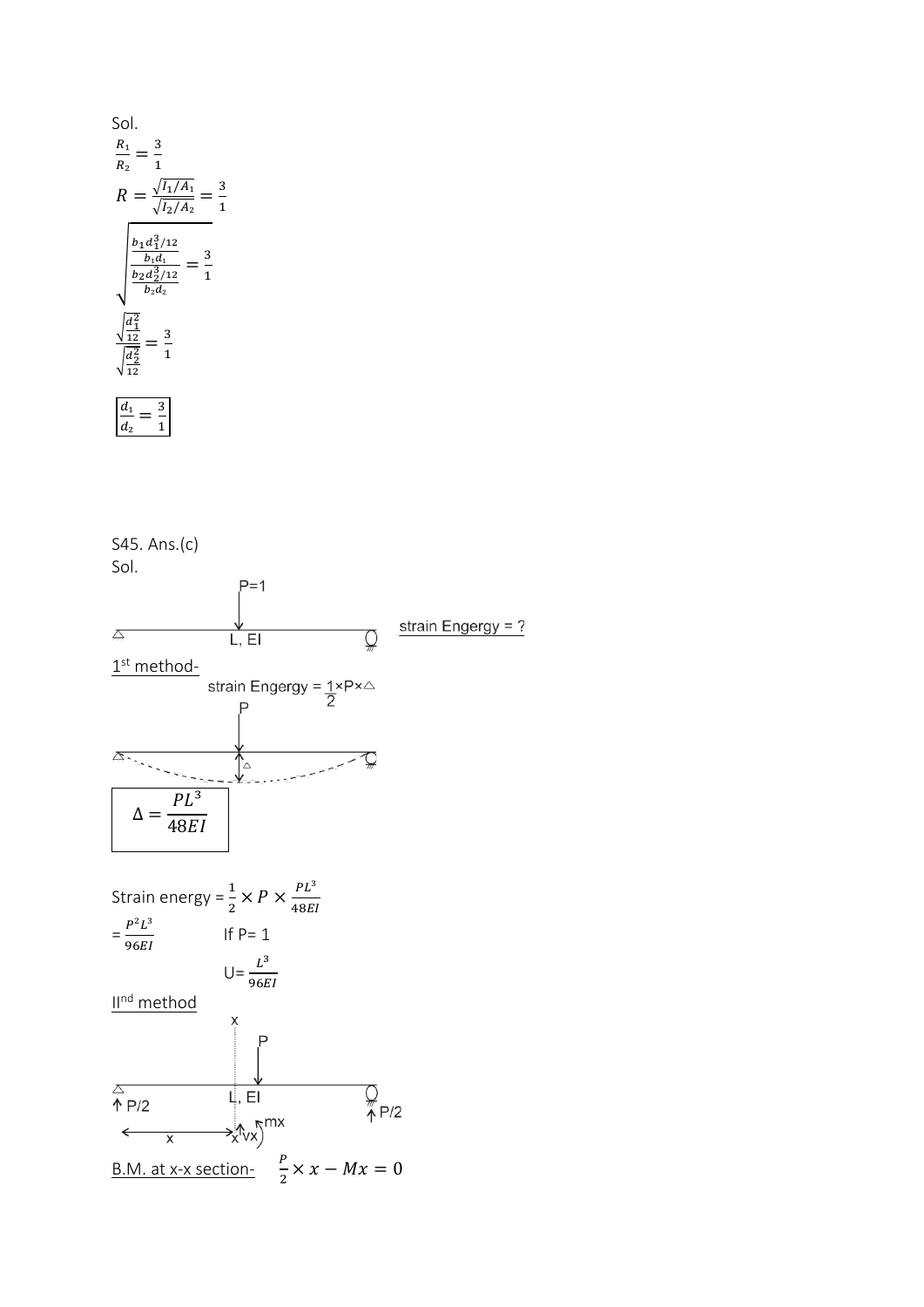Sol.

$\frac{R_1}{R_2} = \frac{3}{1}$

$R = \frac{\sqrt{I_1/A_1}}{\sqrt{I_2/A_2}} = \frac{3}{1}$

$$\sqrt{\frac{\frac{b_1 d_1^3/12}{b_1 d_1}}{\frac{b_2 d_2^3/12}{b_2 d_2}}} = \frac{3}{1}$$

$$\frac{\sqrt{\frac{d_1^2}{12}}}{\sqrt{\frac{d_2^2}{12}}} = \frac{3}{1}$$

$$\boxed{\frac{d_1}{d_2} = \frac{3}{1}}$$

S45. Ans.(c)

Sol.

P=1

L, EI

strain Engergy = ?

1st method-

strain Engergy = $\frac{1}{2} \times P \times \Delta$

P

$\Delta$

$$\boxed{\Delta = \frac{PL^3}{48EI}}$$

Strain energy = $\frac{1}{2} \times P \times \frac{PL^3}{48EI}$

$= \frac{P^2L^3}{96EI}$ If P= 1

U= $\frac{L^3}{96EI}$

IInd method

x

P

L, EI

↑ P/2 ↑ P/2

x

x Vx mx

B.M. at x-x section- $\frac{P}{2} \times x - Mx = 0$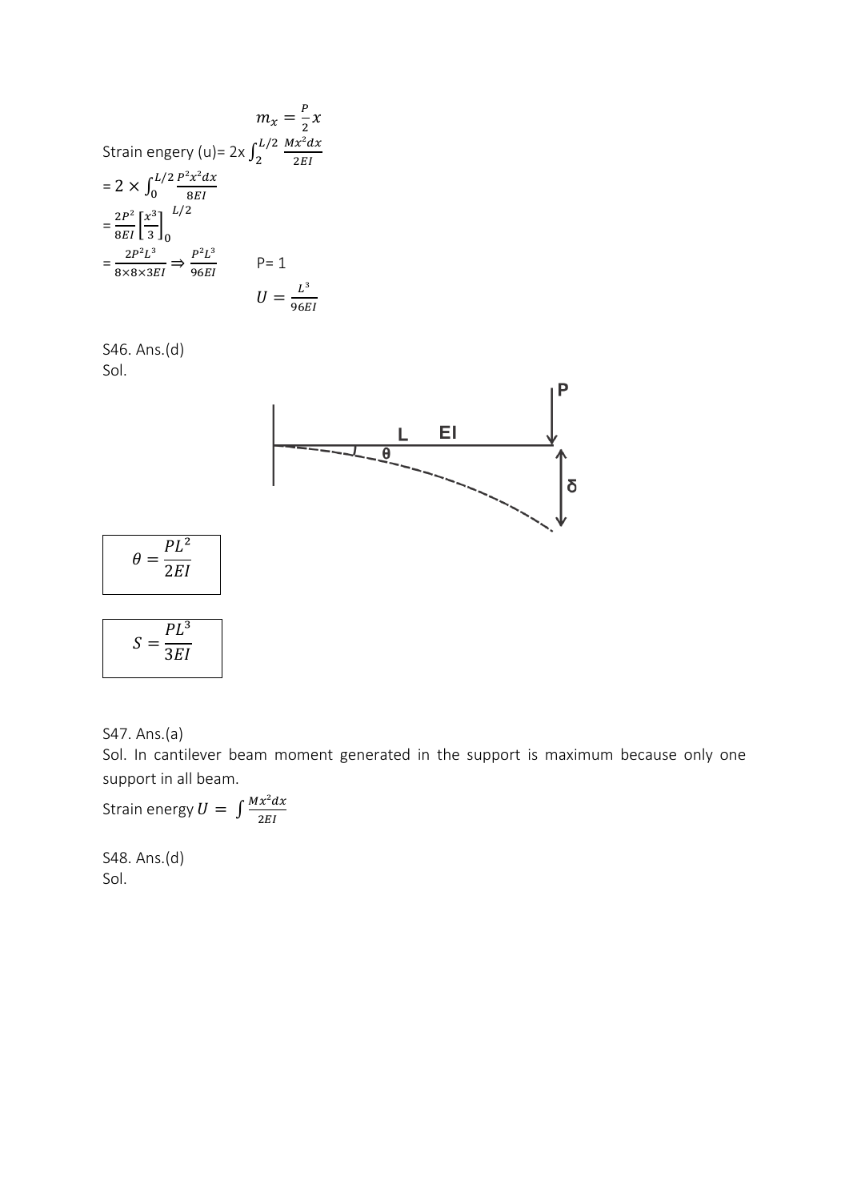$$m_x = \frac{P}{2}x$$

Strain engery (u)= 2x $\int_{2}^{L/2} \frac{Mx^2 dx}{2EI}$

= $2 \times \int_{0}^{L/2} \frac{P^2 x^2 dx}{8EI}$

= $\frac{2P^2}{8EI}\left[\frac{x^3}{3}\right]_0^{L/2}$

= $\frac{2P^2 L^3}{8 \times 8 \times 3EI} \Rightarrow \frac{P^2 L^3}{96EI}$ P= 1

$$U = \frac{L^3}{96EI}$$

S46. Ans.(d)

Sol.

$$\theta = \frac{PL^2}{2EI}$$

$$S = \frac{PL^3}{3EI}$$

S47. Ans.(a)

Sol. In cantilever beam moment generated in the support is maximum because only one support in all beam.

Strain energy $U = \int \frac{Mx^2 dx}{2EI}$

S48. Ans.(d)

Sol.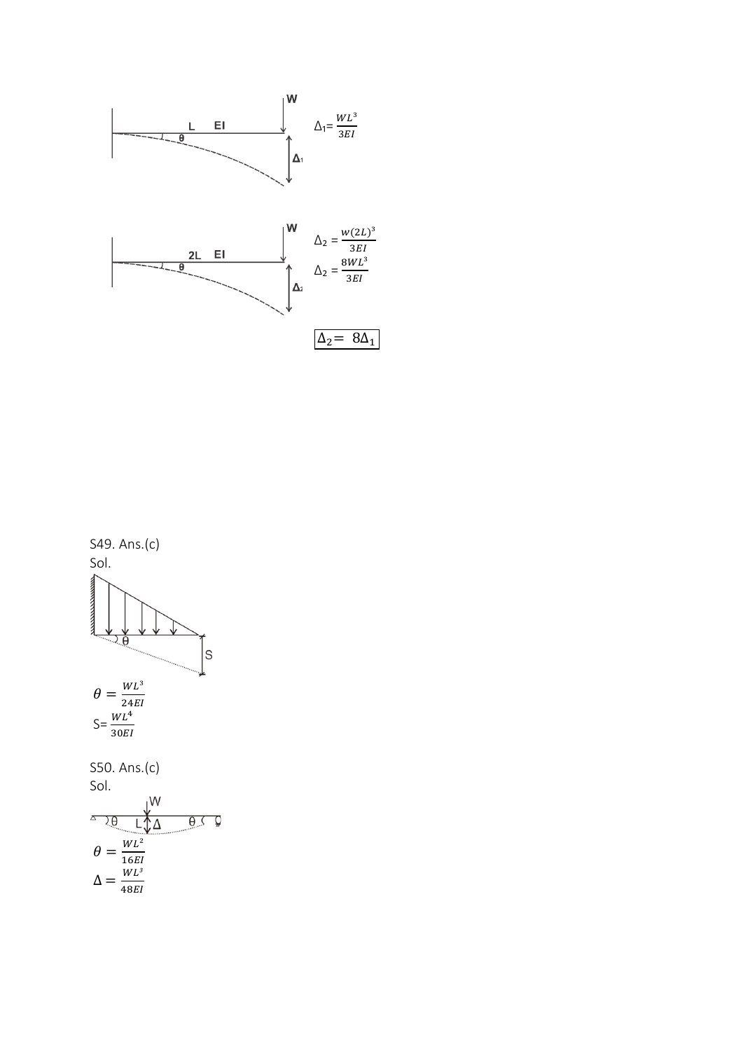W

L EI

θ

$\Delta_1$

$\Delta_1 = \frac{WL^3}{3EI}$

W

2L EI

θ

$\Delta_2$

$\Delta_2 = \frac{w(2L)^3}{3EI}$

$\Delta_2 = \frac{8WL^3}{3EI}$

$\boxed{\Delta_2 = 8\Delta_1}$

S49. Ans.(c)

Sol.

θ

S

$\theta = \frac{WL^3}{24EI}$

$S = \frac{WL^4}{30EI}$

S50. Ans.(c)

Sol.

W

θ L Δ θ

$\theta = \frac{WL^2}{16EI}$

$\Delta = \frac{WL^3}{48EI}$